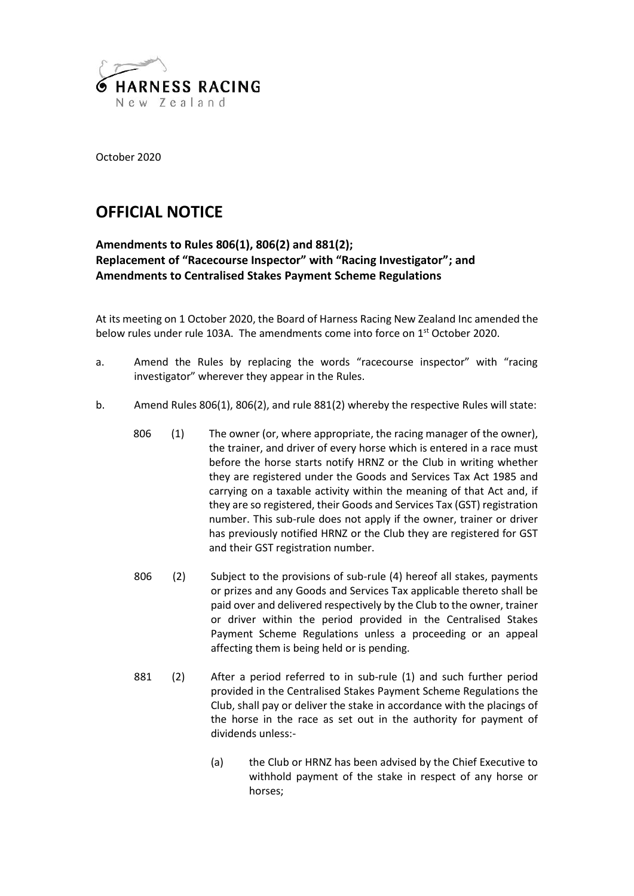HARNESS RACING
New Zealand

October 2020

# OFFICIAL NOTICE

**Amendments to Rules 806(1), 806(2) and 881(2);**
**Replacement of "Racecourse Inspector" with "Racing Investigator"; and**
**Amendments to Centralised Stakes Payment Scheme Regulations**

At its meeting on 1 October 2020, the Board of Harness Racing New Zealand Inc amended the below rules under rule 103A. The amendments come into force on 1st October 2020.

a. Amend the Rules by replacing the words "racecourse inspector" with "racing investigator" wherever they appear in the Rules.

b. Amend Rules 806(1), 806(2), and rule 881(2) whereby the respective Rules will state:

806 (1) The owner (or, where appropriate, the racing manager of the owner), the trainer, and driver of every horse which is entered in a race must before the horse starts notify HRNZ or the Club in writing whether they are registered under the Goods and Services Tax Act 1985 and carrying on a taxable activity within the meaning of that Act and, if they are so registered, their Goods and Services Tax (GST) registration number. This sub-rule does not apply if the owner, trainer or driver has previously notified HRNZ or the Club they are registered for GST and their GST registration number.

806 (2) Subject to the provisions of sub-rule (4) hereof all stakes, payments or prizes and any Goods and Services Tax applicable thereto shall be paid over and delivered respectively by the Club to the owner, trainer or driver within the period provided in the Centralised Stakes Payment Scheme Regulations unless a proceeding or an appeal affecting them is being held or is pending.

881 (2) After a period referred to in sub-rule (1) and such further period provided in the Centralised Stakes Payment Scheme Regulations the Club, shall pay or deliver the stake in accordance with the placings of the horse in the race as set out in the authority for payment of dividends unless:-

(a) the Club or HRNZ has been advised by the Chief Executive to withhold payment of the stake in respect of any horse or horses;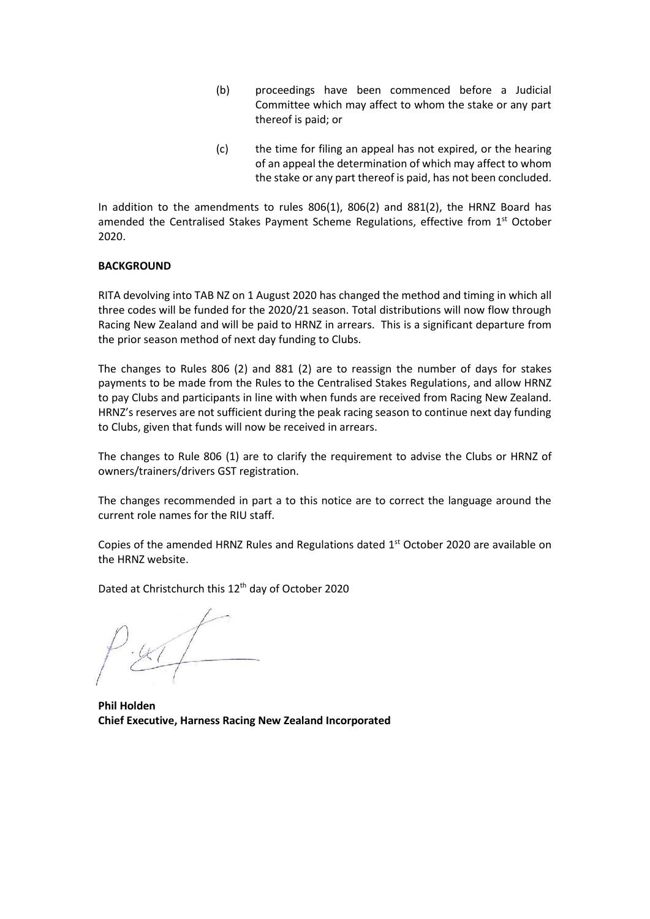(b) proceedings have been commenced before a Judicial Committee which may affect to whom the stake or any part thereof is paid; or

(c) the time for filing an appeal has not expired, or the hearing of an appeal the determination of which may affect to whom the stake or any part thereof is paid, has not been concluded.

In addition to the amendments to rules 806(1), 806(2) and 881(2), the HRNZ Board has amended the Centralised Stakes Payment Scheme Regulations, effective from 1st October 2020.

**BACKGROUND**

RITA devolving into TAB NZ on 1 August 2020 has changed the method and timing in which all three codes will be funded for the 2020/21 season. Total distributions will now flow through Racing New Zealand and will be paid to HRNZ in arrears. This is a significant departure from the prior season method of next day funding to Clubs.

The changes to Rules 806 (2) and 881 (2) are to reassign the number of days for stakes payments to be made from the Rules to the Centralised Stakes Regulations, and allow HRNZ to pay Clubs and participants in line with when funds are received from Racing New Zealand. HRNZ's reserves are not sufficient during the peak racing season to continue next day funding to Clubs, given that funds will now be received in arrears.

The changes to Rule 806 (1) are to clarify the requirement to advise the Clubs or HRNZ of owners/trainers/drivers GST registration.

The changes recommended in part a to this notice are to correct the language around the current role names for the RIU staff.

Copies of the amended HRNZ Rules and Regulations dated 1st October 2020 are available on the HRNZ website.

Dated at Christchurch this 12th day of October 2020

**Phil Holden**
**Chief Executive, Harness Racing New Zealand Incorporated**